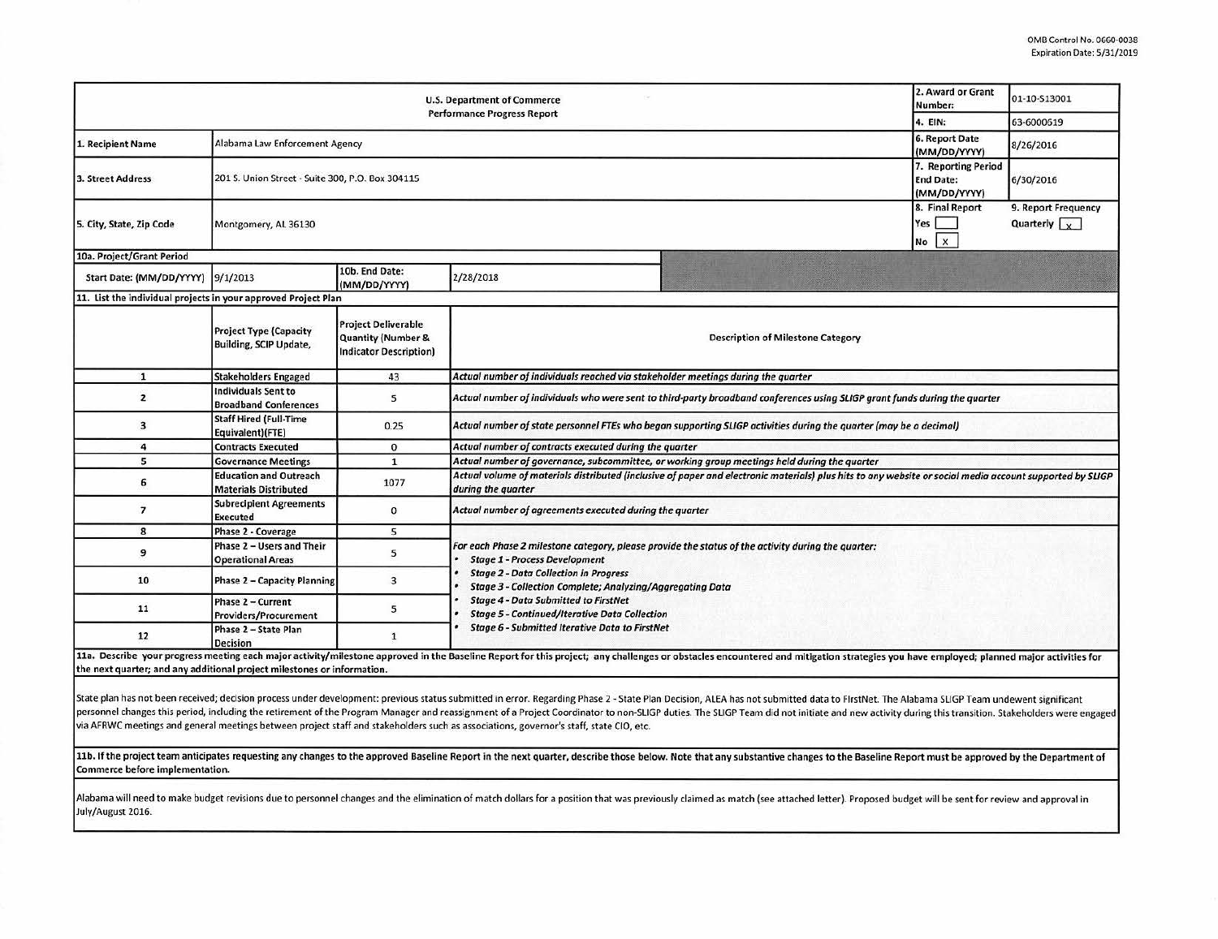OMB Control No. 0660-0038
Expiration Date: 5/31/2019

| U.S. Department of Commerce Performance Progress Report | | | | 2. Award or Grant Number: | 01-10-S13001 |
|---|---|---|---|---|---|
| | | | | 4. EIN: | 63-6000619 |
| 1. Recipient Name | Alabama Law Enforcement Agency | | | 6. Report Date (MM/DD/YYYY) | 8/26/2016 |
| 3. Street Address | 201 S. Union Street - Suite 300, P.O. Box 304115 | | | 7. Reporting Period End Date: (MM/DD/YYYY) | 6/30/2016 |
| 5. City, State, Zip Code | Montgomery, AL 36130 | | | 8. Final Report Yes [ ] No [X] | 9. Report Frequency Quarterly [X] |
| 10a. Project/Grant Period | | | | | |
| Start Date: (MM/DD/YYYY) | 9/1/2013 | 10b. End Date: (MM/DD/YYYY) | 2/28/2018 | | |

**11. List the individual projects in your approved Project Plan**

| | Project Type (Capacity Building, SCIP Update, | Project Deliverable Quantity (Number & Indicator Description) | Description of Milestone Category |
|---|---|---|---|
| 1 | Stakeholders Engaged | 43 | *Actual number of individuals reached via stakeholder meetings during the quarter* |
| 2 | Individuals Sent to Broadband Conferences | 5 | *Actual number of individuals who were sent to third-party broadband conferences using SLIGP grant funds during the quarter* |
| 3 | Staff Hired (Full-Time Equivalent)(FTE) | 0.25 | *Actual number of state personnel FTEs who began supporting SLIGP activities during the quarter (may be a decimal)* |
| 4 | Contracts Executed | 0 | *Actual number of contracts executed during the quarter* |
| 5 | Governance Meetings | 1 | *Actual number of governance, subcommittee, or working group meetings held during the quarter* |
| 6 | Education and Outreach Materials Distributed | 1077 | *Actual volume of materials distributed (inclusive of paper and electronic materials) plus hits to any website or social media account supported by SLIGP during the quarter* |
| 7 | Subrecipient Agreements Executed | 0 | *Actual number of agreements executed during the quarter* |
| 8 | Phase 2 - Coverage | 5 | *For each Phase 2 milestone category, please provide the status of the activity during the quarter:* • *Stage 1 - Process Development* • *Stage 2 - Data Collection in Progress* • *Stage 3 - Collection Complete; Analyzing/Aggregating Data* • *Stage 4 - Data Submitted to FirstNet* • *Stage 5 - Continued/Iterative Data Collection* • *Stage 6 - Submitted Iterative Data to FirstNet* |
| 9 | Phase 2 – Users and Their Operational Areas | 5 | |
| 10 | Phase 2 – Capacity Planning | 3 | |
| 11 | Phase 2 – Current Providers/Procurement | 5 | |
| 12 | Phase 2 – State Plan Decision | 1 | |

**11a. Describe your progress meeting each major activity/milestone approved in the Baseline Report for this project; any challenges or obstacles encountered and mitigation strategies you have employed; planned major activities for the next quarter; and any additional project milestones or information.**

State plan has not been received; decision process under development: previous status submitted in error. Regarding Phase 2 - State Plan Decision, ALEA has not submitted data to FirstNet. The Alabama SLIGP Team underwent significant personnel changes this period, including the retirement of the Program Manager and reassignment of a Project Coordinator to non-SLIGP duties. The SLIGP Team did not initiate and new activity during this transition. Stakeholders were engaged via AFRWC meetings and general meetings between project staff and stakeholders such as associations, governor's staff, state CIO, etc.

**11b. If the project team anticipates requesting any changes to the approved Baseline Report in the next quarter, describe those below. Note that any substantive changes to the Baseline Report must be approved by the Department of Commerce before implementation.**

Alabama will need to make budget revisions due to personnel changes and the elimination of match dollars for a position that was previously claimed as match (see attached letter). Proposed budget will be sent for review and approval in July/August 2016.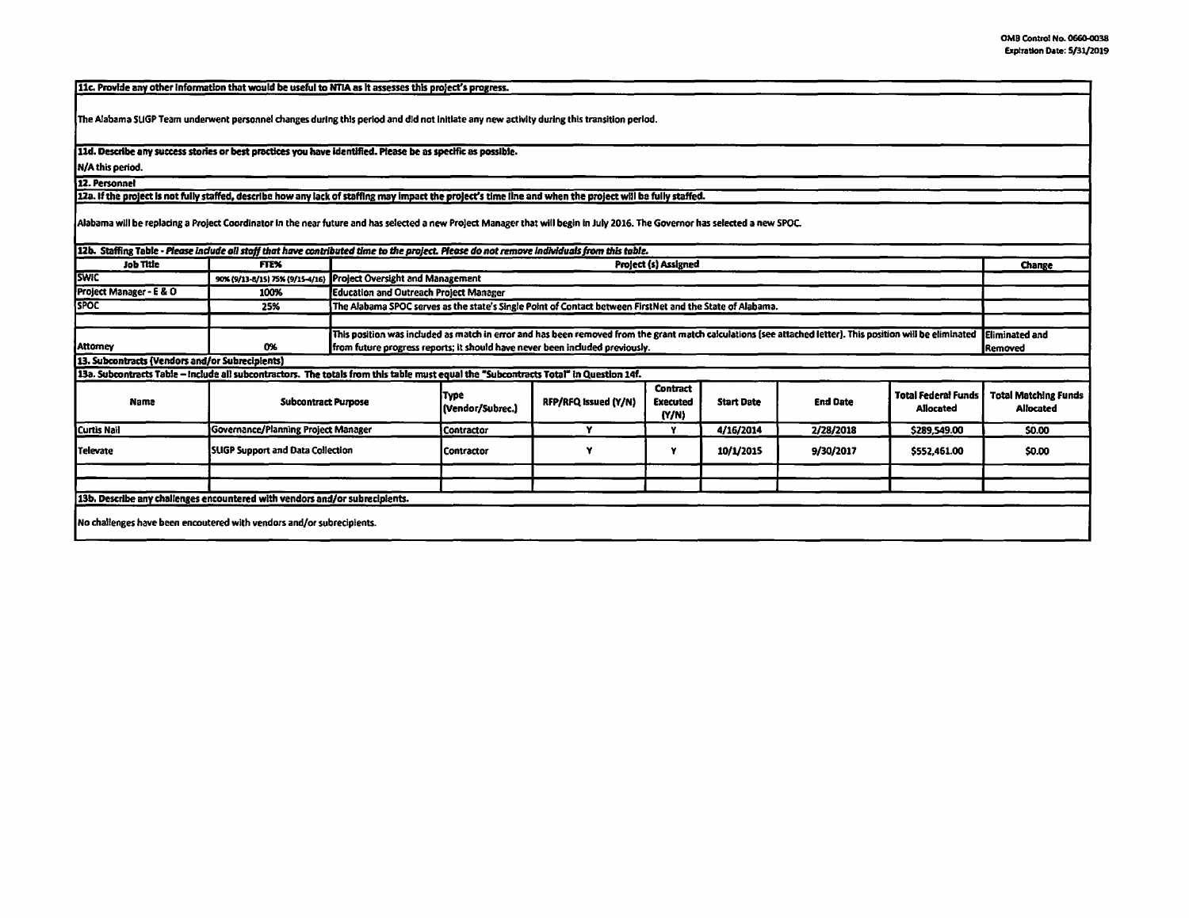**11c. Provide any other information that would be useful to NTIA as it assesses this project's progress.**

The Alabama SLIGP Team underwent personnel changes during this period and did not initiate any new activity during this transition period.

**11d. Describe any success stories or best practices you have identified. Please be as specific as possible.**

N/A this period.

**12. Personnel**

**12a. If the project is not fully staffed, describe how any lack of staffing may impact the project's time line and when the project will be fully staffed.**

Alabama will be replacing a Project Coordinator in the near future and has selected a new Project Manager that will begin in July 2016. The Governor has selected a new SPOC.

**12b. Staffing Table - *Please include all staff that have contributed time to the project. Please do not remove individuals from this table.***

| Job Title | FTE% | Project (s) Assigned | Change |
|---|---|---|---|
| SWIC | 90% (9/13-8/15) 75% (9/15-4/16) | Project Oversight and Management | |
| Project Manager - E & O | 100% | Education and Outreach Project Manager | |
| SPOC | 25% | The Alabama SPOC serves as the state's Single Point of Contact between FirstNet and the State of Alabama. | |
| | | | |
| Attorney | 0% | This position was included as match in error and has been removed from the grant match calculations (see attached letter). This position will be eliminated from future progress reports; it should have never been included previously. | Eliminated and Removed |

**13. Subcontracts (Vendors and/or Subrecipients)**

**13a. Subcontracts Table – Include all subcontractors. The totals from this table must equal the "Subcontracts Total" in Question 14f.**

| Name | Subcontract Purpose | Type (Vendor/Subrec.) | RFP/RFQ Issued (Y/N) | Contract Executed (Y/N) | Start Date | End Date | Total Federal Funds Allocated | Total Matching Funds Allocated |
|---|---|---|---|---|---|---|---|---|
| Curtis Nail | Governance/Planning Project Manager | Contractor | Y | Y | 4/16/2014 | 2/28/2018 | $289,549.00 | $0.00 |
| Televate | SLIGP Support and Data Collection | Contractor | Y | Y | 10/1/2015 | 9/30/2017 | $552,461.00 | $0.00 |
| | | | | | | | | |
| | | | | | | | | |

**13b. Describe any challenges encountered with vendors and/or subrecipients.**

No challenges have been encoutered with vendors and/or subrecipients.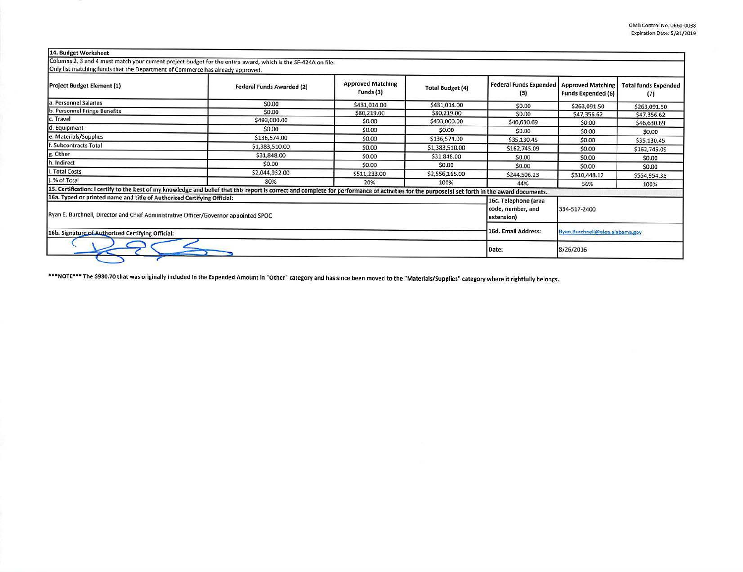OMB Control No. 0660-0038
Expiration Date: 5/31/2019

| 14. Budget Worksheet | | | | | | |
|---|---|---|---|---|---|---|
| Columns 2, 3 and 4 must match your current project budget for the entire award, which is the SF-424A on file. Only list matching funds that the Department of Commerce has already approved. | | | | | | |
| Project Budget Element (1) | Federal Funds Awarded (2) | Approved Matching Funds (3) | Total Budget (4) | Federal Funds Expended (5) | Approved Matching Funds Expended (6) | Total funds Expended (7) |
| a. Personnel Salaries | $0.00 | $431,014.00 | $431,014.00 | $0.00 | $263,091.50 | $263,091.50 |
| b. Personnel Fringe Benefits | $0.00 | $80,219.00 | $80,219.00 | $0.00 | $47,356.62 | $47,356.62 |
| c. Travel | $493,000.00 | $0.00 | $493,000.00 | $46,630.69 | $0.00 | $46,630.69 |
| d. Equipment | $0.00 | $0.00 | $0.00 | $0.00 | $0.00 | $0.00 |
| e. Materials/Supplies | $136,574.00 | $0.00 | $136,574.00 | $35,130.45 | $0.00 | $35,130.45 |
| f. Subcontracts Total | $1,383,510.00 | $0.00 | $1,383,510.00 | $162,745.09 | $0.00 | $162,745.09 |
| g. Other | $31,848.00 | $0.00 | $31,848.00 | $0.00 | $0.00 | $0.00 |
| h. Indirect | $0.00 | $0.00 | $0.00 | $0.00 | $0.00 | $0.00 |
| i. Total Costs | $2,044,932.00 | $511,233.00 | $2,556,165.00 | $244,506.23 | $310,448.12 | $554,954.35 |
| j. % of Total | 80% | 20% | 100% | 44% | 56% | 100% |
| 15. Certification: I certify to the best of my knowledge and belief that this report is correct and complete for performance of activities for the purpose(s) set forth in the award documents. | | | | | | |
| 16a. Typed or printed name and title of Authorized Certifying Official: Ryan E. Burchnell, Director and Chief Administrative Officer/Governor appointed SPOC | | | | 16c. Telephone (area code, number, and extension) | 334-517-2400 | |
| 16b. Signature of Authorized Certifying Official: | | | | 16d. Email Address: | Ryan.Burchnell@alea.alabama.gov | |
| | | | | Date: | 8/26/2016 | |

***NOTE*** The $980.70 that was originally included in the Expended Amount in "Other" category and has since been moved to the "Materials/Supplies" category where it rightfully belongs.